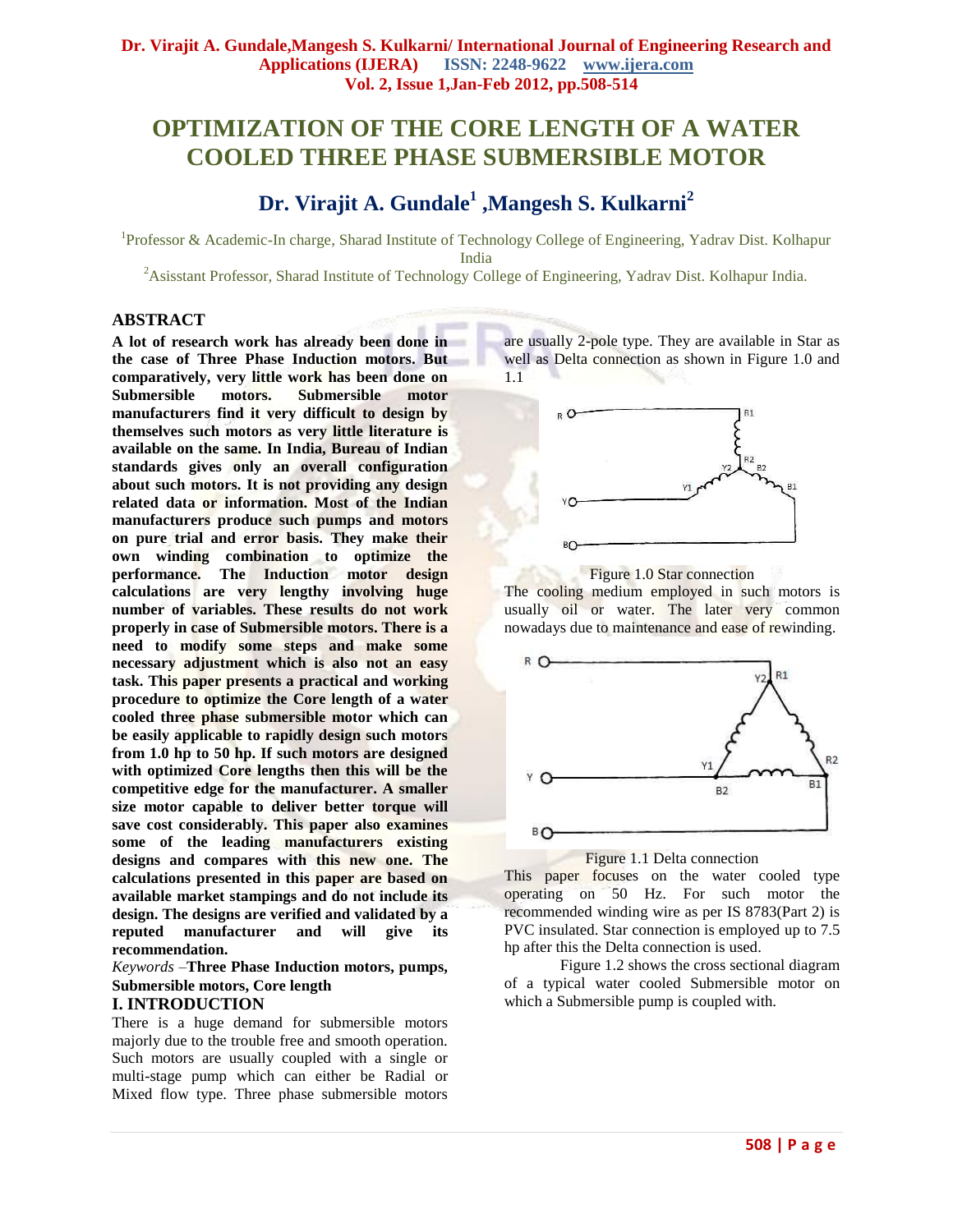# OPTIMIZATION OF THE CORE LENGTH OF A WATER COOLED THREE PHASE SUBMERSIBLE MOTOR

## Dr. Virajit A. Gundale[1], Mangesh S. Kulkarni[2]

[1]Professor & Academic-In charge, Sharad Institute of Technology College of Engineering, Yadrav Dist. Kolhapur India

[2]Asisstant Professor, Sharad Institute of Technology College of Engineering, Yadrav Dist. Kolhapur India.

### ABSTRACT

**A lot of research work has already been done in the case of Three Phase Induction motors. But comparatively, very little work has been done on Submersible motors. Submersible motor manufacturers find it very difficult to design by themselves such motors as very little literature is available on the same. In India, Bureau of Indian standards gives only an overall configuration about such motors. It is not providing any design related data or information. Most of the Indian manufacturers produce such pumps and motors on pure trial and error basis. They make their own winding combination to optimize the performance. The Induction motor design calculations are very lengthy involving huge number of variables. These results do not work properly in case of Submersible motors. There is a need to modify some steps and make some necessary adjustment which is also not an easy task. This paper presents a practical and working procedure to optimize the Core length of a water cooled three phase submersible motor which can be easily applicable to rapidly design such motors from 1.0 hp to 50 hp. If such motors are designed with optimized Core lengths then this will be the competitive edge for the manufacturer. A smaller size motor capable to deliver better torque will save cost considerably. This paper also examines some of the leading manufacturers existing designs and compares with this new one. The calculations presented in this paper are based on available market stampings and do not include its design. The designs are verified and validated by a reputed manufacturer and will give its recommendation.**

*Keywords* –**Three Phase Induction motors, pumps, Submersible motors, Core length**

### I. INTRODUCTION

There is a huge demand for submersible motors majorly due to the trouble free and smooth operation. Such motors are usually coupled with a single or multi-stage pump which can either be Radial or Mixed flow type. Three phase submersible motors are usually 2-pole type. They are available in Star as well as Delta connection as shown in Figure 1.0 and 1.1

Figure 1.0 Star connection

The cooling medium employed in such motors is usually oil or water. The later very common nowadays due to maintenance and ease of rewinding.

Figure 1.1 Delta connection

This paper focuses on the water cooled type operating on 50 Hz. For such motor the recommended winding wire as per IS 8783(Part 2) is PVC insulated. Star connection is employed up to 7.5 hp after this the Delta connection is used.

Figure 1.2 shows the cross sectional diagram of a typical water cooled Submersible motor on which a Submersible pump is coupled with.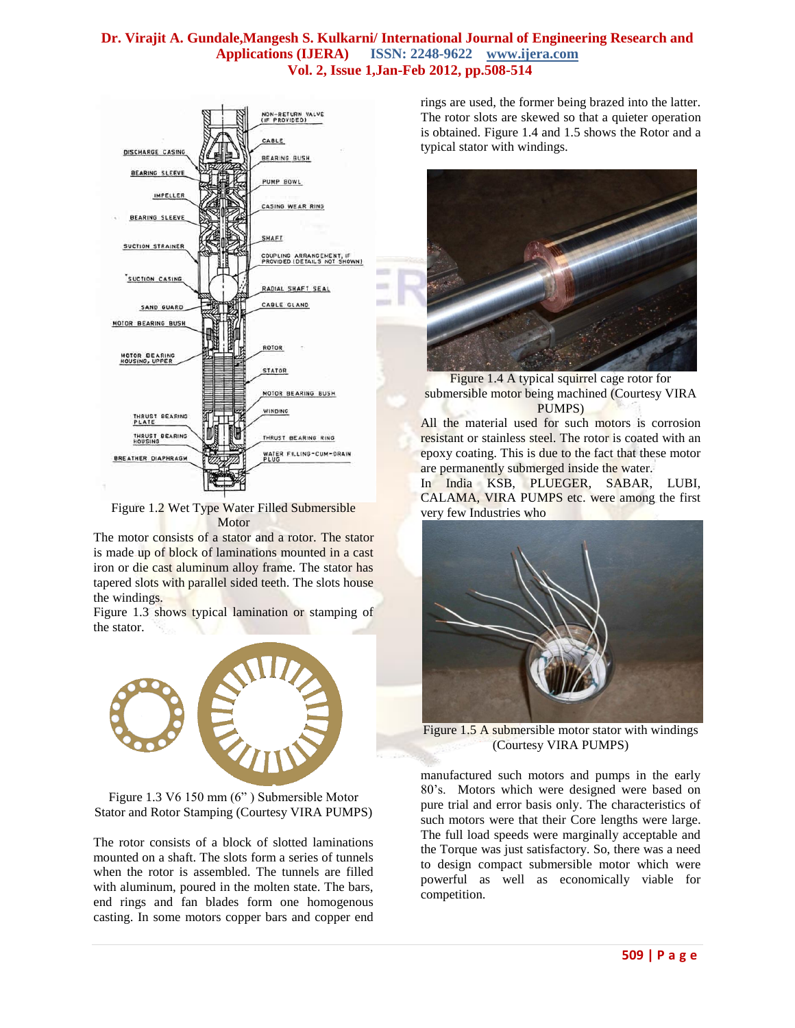Figure 1.2 Wet Type Water Filled Submersible Motor

The motor consists of a stator and a rotor. The stator is made up of block of laminations mounted in a cast iron or die cast aluminum alloy frame. The stator has tapered slots with parallel sided teeth. The slots house the windings.

Figure 1.3 shows typical lamination or stamping of the stator.

Figure 1.3 V6 150 mm (6" ) Submersible Motor Stator and Rotor Stamping (Courtesy VIRA PUMPS)

The rotor consists of a block of slotted laminations mounted on a shaft. The slots form a series of tunnels when the rotor is assembled. The tunnels are filled with aluminum, poured in the molten state. The bars, end rings and fan blades form one homogenous casting. In some motors copper bars and copper end rings are used, the former being brazed into the latter. The rotor slots are skewed so that a quieter operation is obtained. Figure 1.4 and 1.5 shows the Rotor and a typical stator with windings.

Figure 1.4 A typical squirrel cage rotor for submersible motor being machined (Courtesy VIRA PUMPS)

All the material used for such motors is corrosion resistant or stainless steel. The rotor is coated with an epoxy coating. This is due to the fact that these motor are permanently submerged inside the water.

In India KSB, PLUEGER, SABAR, LUBI, CALAMA, VIRA PUMPS etc. were among the first very few Industries who manufactured such motors and pumps in the early 80's. Motors which were designed were based on pure trial and error basis only. The characteristics of such motors were that their Core lengths were large. The full load speeds were marginally acceptable and the Torque was just satisfactory. So, there was a need to design compact submersible motor which were powerful as well as economically viable for competition.

Figure 1.5 A submersible motor stator with windings (Courtesy VIRA PUMPS)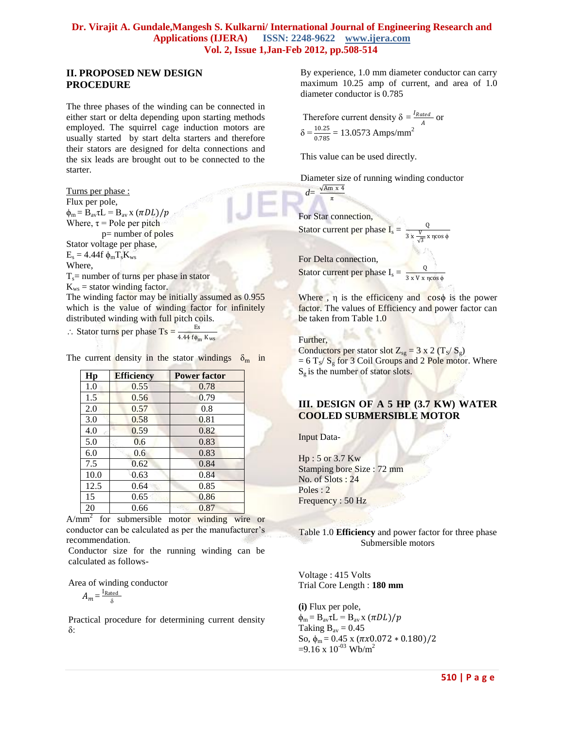## II. PROPOSED NEW DESIGN PROCEDURE

The three phases of the winding can be connected in either start or delta depending upon starting methods employed. The squirrel cage induction motors are usually started by start delta starters and therefore their stators are designed for delta connections and the six leads are brought out to be connected to the starter.

Turns per phase :

Flux per pole,

$\phi_m = B_{av}\tau L = B_{av} \times (\pi DL)/p$

Where, $\tau$ = Pole per pitch

p= number of poles

Stator voltage per phase,

$E_s = 4.44 f \phi_m T_s K_{ws}$

Where,

$T_s$= number of turns per phase in stator

$K_{ws}$ = stator winding factor.

The winding factor may be initially assumed as 0.955 which is the value of winding factor for infinitely distributed winding with full pitch coils.

$\therefore$ Stator turns per phase $T_s = \frac{E_s}{4.44 f\phi_m K_{ws}}$

The current density in the stator windings $\delta_m$ in A/mm$^2$ for submersible motor winding wire or conductor can be calculated as per the manufacturer's recommendation.

| Hp | Efficiency | Power factor |
|---|---|---|
| 1.0 | 0.55 | 0.78 |
| 1.5 | 0.56 | 0.79 |
| 2.0 | 0.57 | 0.8 |
| 3.0 | 0.58 | 0.81 |
| 4.0 | 0.59 | 0.82 |
| 5.0 | 0.6 | 0.83 |
| 6.0 | 0.6 | 0.83 |
| 7.5 | 0.62 | 0.84 |
| 10.0 | 0.63 | 0.84 |
| 12.5 | 0.64 | 0.85 |
| 15 | 0.65 | 0.86 |
| 20 | 0.66 | 0.87 |

Table 1.0 **Efficiency** and power factor for three phase Submersible motors

Conductor size for the running winding can be calculated as follows-

Area of winding conductor

$A_m = \frac{I_{Rated}}{\delta}$

Practical procedure for determining current density $\delta$:

By experience, 1.0 mm diameter conductor can carry maximum 10.25 amp of current, and area of 1.0 diameter conductor is 0.785

Therefore current density $\delta = \frac{I_{Rated}}{A}$ or

$\delta = \frac{10.25}{0.785}$ = 13.0573 Amps/mm$^2$

This value can be used directly.

Diameter size of running winding conductor

$d = \frac{\sqrt{Am \times 4}}{\pi}$

For Star connection,

Stator current per phase $I_s = \frac{Q}{3 \times \frac{V}{\sqrt{3}} \times \eta\cos\phi}$

For Delta connection,

Stator current per phase $I_s = \frac{Q}{3 \times V \times \eta\cos\phi}$

Where , $\eta$ is the efficiceny and $\cos\phi$ is the power factor. The values of Efficiency and power factor can be taken from Table 1.0

Further,

Conductors per stator slot $Z_{sg} = 3 \times 2\ (T_S/ S_g)$

$= 6\ T_S/ S_g$ for 3 Coil Groups and 2 Pole motor. Where $S_g$ is the number of stator slots.

## III. DESIGN OF A 5 HP (3.7 KW) WATER COOLED SUBMERSIBLE MOTOR

Input Data-

Hp : 5 or 3.7 Kw

Stamping bore Size : 72 mm

No. of Slots : 24

Poles : 2

Frequency : 50 Hz

Voltage : 415 Volts

Trial Core Length : **180 mm**

**(i)** Flux per pole,

$\phi_m = B_{av}\tau L = B_{av} \times (\pi DL)/p$

Taking $B_{av}$ = 0.45

So, $\phi_m = 0.45 \times (\pi x 0.072 * 0.180)/2$

$= 9.16 \times 10^{-03}$ Wb/m$^2$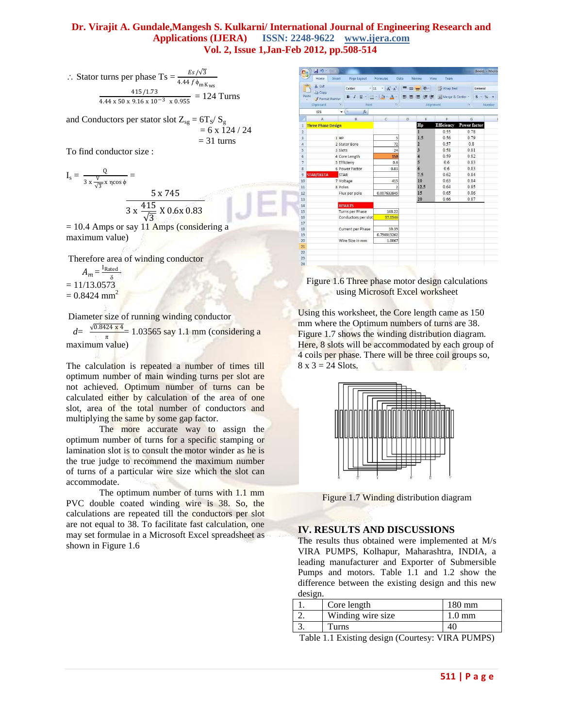$\therefore$ Stator turns per phase Ts = $\frac{Es/\sqrt{3}}{4.44\, f\, \phi_m K_{ws}}$

$$\frac{415/1.73}{4.44 \times 50 \times 9.16 \times 10^{-3} \times 0.955} = 124 \text{ Turns}$$

and Conductors per stator slot $Z_{sg} = 6T_S / S_g$

$= 6 \times 124 / 24$

$= 31$ turns

To find conductor size :

$$I_s = \frac{Q}{3 \times \frac{V}{\sqrt{3}} \times \eta \cos\phi} = \frac{5 \times 745}{3 \times \frac{415}{\sqrt{3}} \times 0.6 \times 0.83}$$

= 10.4 Amps or say 11 Amps (considering a maximum value)

Therefore area of winding conductor

$$A_m = \frac{I_{Rated}}{\delta}$$

$= 11/13.0573$

$= 0.8424\ mm^2$

Diameter size of running winding conductor

$$d = \frac{\sqrt{0.8424 \times 4}}{\pi} = 1.03565 \text{ say } 1.1 \text{ mm (considering a maximum value)}$$

The calculation is repeated a number of times till optimum number of main winding turns per slot are not achieved. Optimum number of turns can be calculated either by calculation of the area of one slot, area of the total number of conductors and multiplying the same by some gap factor.

The more accurate way to assign the optimum number of turns for a specific stamping or lamination slot is to consult the motor winder as he is the true judge to recommend the maximum number of turns of a particular wire size which the slot can accommodate.

The optimum number of turns with 1.1 mm PVC double coated winding wire is 38. So, the calculations are repeated till the conductors per slot are not equal to 38. To facilitate fast calculation, one may set formulae in a Microsoft Excel spreadsheet as shown in Figure 1.6

Figure 1.6 Three phase motor design calculations using Microsoft Excel worksheet

Using this worksheet, the Core length came as 150 mm where the Optimum numbers of turns are 38. Figure 1.7 shows the winding distribution diagram. Here, 8 slots will be accommodated by each group of 4 coils per phase. There will be three coil groups so, 8 x 3 = 24 Slots.

Figure 1.7 Winding distribution diagram

## IV. RESULTS AND DISCUSSIONS

The results thus obtained were implemented at M/s VIRA PUMPS, Kolhapur, Maharashtra, INDIA, a leading manufacturer and Exporter of Submersible Pumps and motors. Table 1.1 and 1.2 show the difference between the existing design and this new design.

| | | |
|---|---|---|
| 1. | Core length | 180 mm |
| 2. | Winding wire size | 1.0 mm |
| 3. | Turns | 40 |

Table 1.1 Existing design (Courtesy: VIRA PUMPS)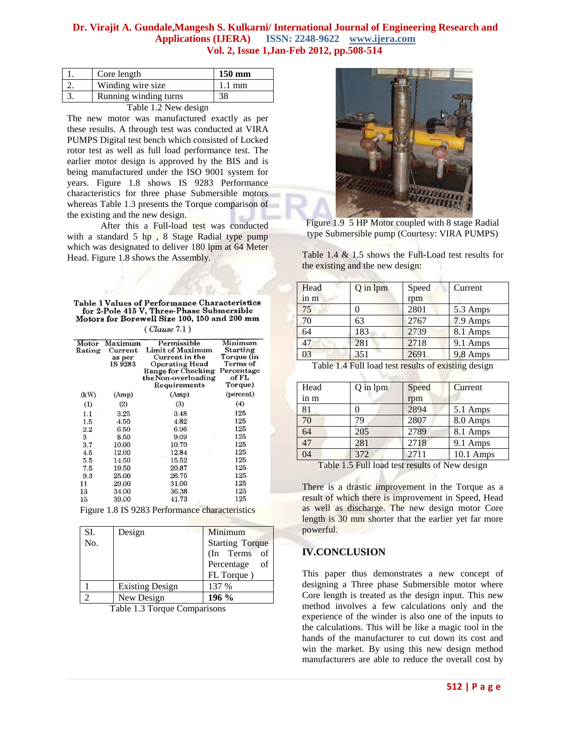| 1. | Core length | **150 mm** |
|---|---|---|
| 2. | Winding wire size | 1.1 mm |
| 3. | Running winding turns | 38 |

Table 1.2 New design

The new motor was manufactured exactly as per these results. A through test was conducted at VIRA PUMPS Digital test bench which consisted of Locked rotor test as well as full load performance test. The earlier motor design is approved by the BIS and is being manufactured under the ISO 9001 system for years. Figure 1.8 shows IS 9283 Performance characteristics for three phase Submersible motors whereas Table 1.3 presents the Torque comparison of the existing and the new design.

After this a Full-load test was conducted with a standard 5 hp , 8 Stage Radial type pump which was designated to deliver 180 lpm at 64 Meter Head. Figure 1.8 shows the Assembly.

**Table 1 Values of Performance Characteristics for 2-Pole 415 V, Three-Phase Submersible Motors for Borewell Size 100, 150 and 200 mm**

( *Clause* 7.1 )

| Motor Rating | Maximum Current as per IS 9283 | Permissible Limit of Maximum Current in the Operating Head Range for Checking the Non-overloading Requirements | Minimum Starting Torque (in Terms of Percentage of FL Torque) |
|---|---|---|---|
| (kW) | (Amp) | (Amp) | (percent) |
| (1) | (2) | (3) | (4) |
| 1.1 | 3.25 | 3.48 | 125 |
| 1.5 | 4.50 | 4.82 | 125 |
| 2.2 | 6.50 | 6.96 | 125 |
| 3 | 8.50 | 9.09 | 125 |
| 3.7 | 10.00 | 10.70 | 125 |
| 4.5 | 12.00 | 12.84 | 125 |
| 5.5 | 14.50 | 15.52 | 125 |
| 7.5 | 19.50 | 20.87 | 125 |
| 9.3 | 25.00 | 26.75 | 125 |
| 11 | 29.00 | 31.00 | 125 |
| 13 | 34.00 | 36.38 | 125 |
| 15 | 39.00 | 41.73 | 125 |

Figure 1.8 IS 9283 Performance characteristics

| SI. No. | Design | Minimum Starting Torque (In Terms of Percentage of FL Torque ) |
|---|---|---|
| 1 | Existing Design | 137 % |
| 2 | New Design | **196 %** |

Table 1.3 Torque Comparisons

Figure 1.9 5 HP Motor coupled with 8 stage Radial type Submersible pump (Courtesy: VIRA PUMPS)

Table 1.4 & 1.5 shows the Full-Load test results for the existing and the new design:

| Head in m | Q in lpm | Speed rpm | Current |
|---|---|---|---|
| 75 | 0 | 2801 | 5.3 Amps |
| 70 | 63 | 2767 | 7.9 Amps |
| 64 | 183 | 2739 | 8.1 Amps |
| 47 | 281 | 2718 | 9.1 Amps |
| 03 | 351 | 2691 | 9.8 Amps |

Table 1.4 Full load test results of existing design

| Head in m | Q in lpm | Speed rpm | Current |
|---|---|---|---|
| 81 | 0 | 2894 | 5.1 Amps |
| 70 | 79 | 2807 | 8.0 Amps |
| 64 | 205 | 2789 | 8.1 Amps |
| 47 | 281 | 2718 | 9.1 Amps |
| 04 | 372 | 2711 | 10.1 Amps |

Table 1.5 Full load test results of New design

There is a drastic improvement in the Torque as a result of which there is improvement in Speed, Head as well as discharge. The new design motor Core length is 30 mm shorter that the earlier yet far more powerful.

## IV.CONCLUSION

This paper thus demonstrates a new concept of designing a Three phase Submersible motor where Core length is treated as the design input. This new method involves a few calculations only and the experience of the winder is also one of the inputs to the calculations. This will be like a magic tool in the hands of the manufacturer to cut down its cost and win the market. By using this new design method manufacturers are able to reduce the overall cost by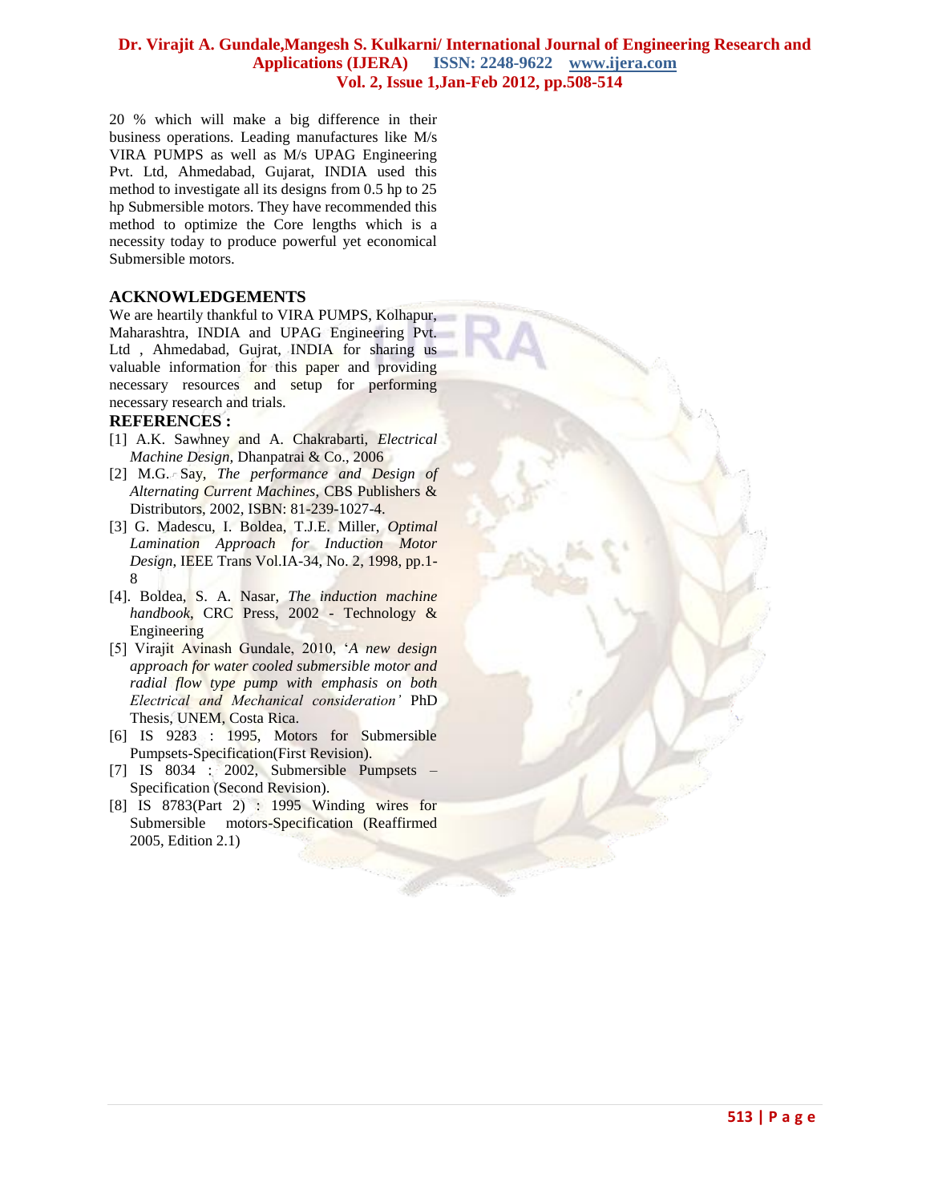20 % which will make a big difference in their business operations. Leading manufactures like M/s VIRA PUMPS as well as M/s UPAG Engineering Pvt. Ltd, Ahmedabad, Gujarat, INDIA used this method to investigate all its designs from 0.5 hp to 25 hp Submersible motors. They have recommended this method to optimize the Core lengths which is a necessity today to produce powerful yet economical Submersible motors.

## ACKNOWLEDGEMENTS

We are heartily thankful to VIRA PUMPS, Kolhapur, Maharashtra, INDIA and UPAG Engineering Pvt. Ltd , Ahmedabad, Gujrat, INDIA for sharing us valuable information for this paper and providing necessary resources and setup for performing necessary research and trials.

## REFERENCES :

[1] A.K. Sawhney and A. Chakrabarti, *Electrical Machine Design*, Dhanpatrai & Co., 2006

[2] M.G. Say, *The performance and Design of Alternating Current Machines*, CBS Publishers & Distributors, 2002, ISBN: 81-239-1027-4.

[3] G. Madescu, I. Boldea, T.J.E. Miller, *Optimal Lamination Approach for Induction Motor Design*, IEEE Trans Vol.IA-34, No. 2, 1998, pp.1-8

[4]. Boldea, S. A. Nasar, *The induction machine handbook*, CRC Press, 2002 - Technology & Engineering

[5] Virajit Avinash Gundale, 2010, '*A new design approach for water cooled submersible motor and radial flow type pump with emphasis on both Electrical and Mechanical consideration'* PhD Thesis, UNEM, Costa Rica.

[6] IS 9283 : 1995, Motors for Submersible Pumpsets-Specification(First Revision).

[7] IS 8034 : 2002, Submersible Pumpsets – Specification (Second Revision).

[8] IS 8783(Part 2) : 1995 Winding wires for Submersible motors-Specification (Reaffirmed 2005, Edition 2.1)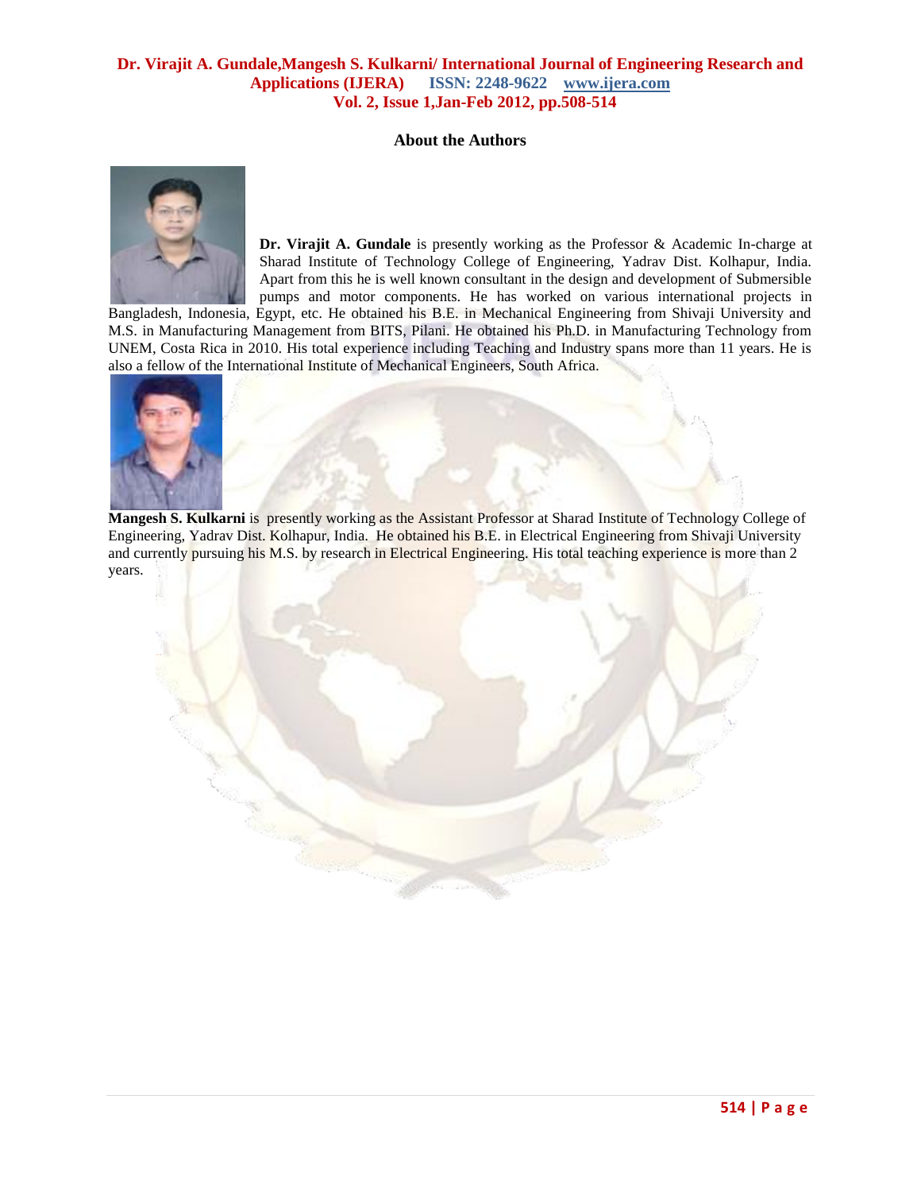## About the Authors

**Dr. Virajit A. Gundale** is presently working as the Professor & Academic In-charge at Sharad Institute of Technology College of Engineering, Yadrav Dist. Kolhapur, India. Apart from this he is well known consultant in the design and development of Submersible pumps and motor components. He has worked on various international projects in Bangladesh, Indonesia, Egypt, etc. He obtained his B.E. in Mechanical Engineering from Shivaji University and M.S. in Manufacturing Management from BITS, Pilani. He obtained his Ph.D. in Manufacturing Technology from UNEM, Costa Rica in 2010. His total experience including Teaching and Industry spans more than 11 years. He is also a fellow of the International Institute of Mechanical Engineers, South Africa.

**Mangesh S. Kulkarni** is presently working as the Assistant Professor at Sharad Institute of Technology College of Engineering, Yadrav Dist. Kolhapur, India. He obtained his B.E. in Electrical Engineering from Shivaji University and currently pursuing his M.S. by research in Electrical Engineering. His total teaching experience is more than 2 years.